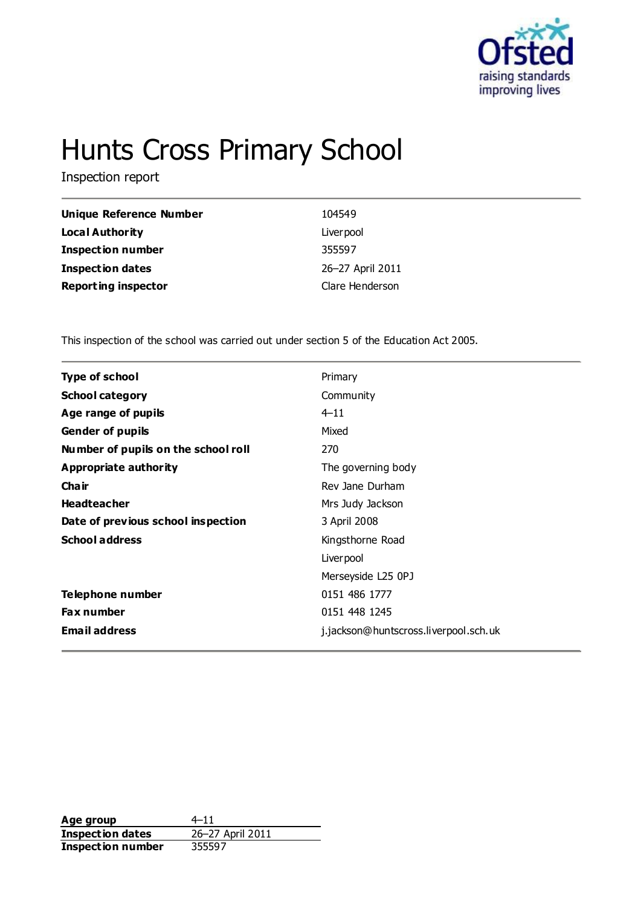# Hunts Cross Primary School

Inspection report

| | |
|---|---|
| **Unique Reference Number** | 104549 |
| **Local Authority** | Liverpool |
| **Inspection number** | 355597 |
| **Inspection dates** | 26–27 April 2011 |
| **Reporting inspector** | Clare Henderson |

This inspection of the school was carried out under section 5 of the Education Act 2005.

| | |
|---|---|
| **Type of school** | Primary |
| **School category** | Community |
| **Age range of pupils** | 4–11 |
| **Gender of pupils** | Mixed |
| **Number of pupils on the school roll** | 270 |
| **Appropriate authority** | The governing body |
| **Chair** | Rev Jane Durham |
| **Headteacher** | Mrs Judy Jackson |
| **Date of previous school inspection** | 3 April 2008 |
| **School address** | Kingsthorne Road<br>Liverpool<br>Merseyside L25 0PJ |
| **Telephone number** | 0151 486 1777 |
| **Fax number** | 0151 448 1245 |
| **Email address** | j.jackson@huntscross.liverpool.sch.uk |

| | |
|---|---|
| **Age group** | 4–11 |
| **Inspection dates** | 26–27 April 2011 |
| **Inspection number** | 355597 |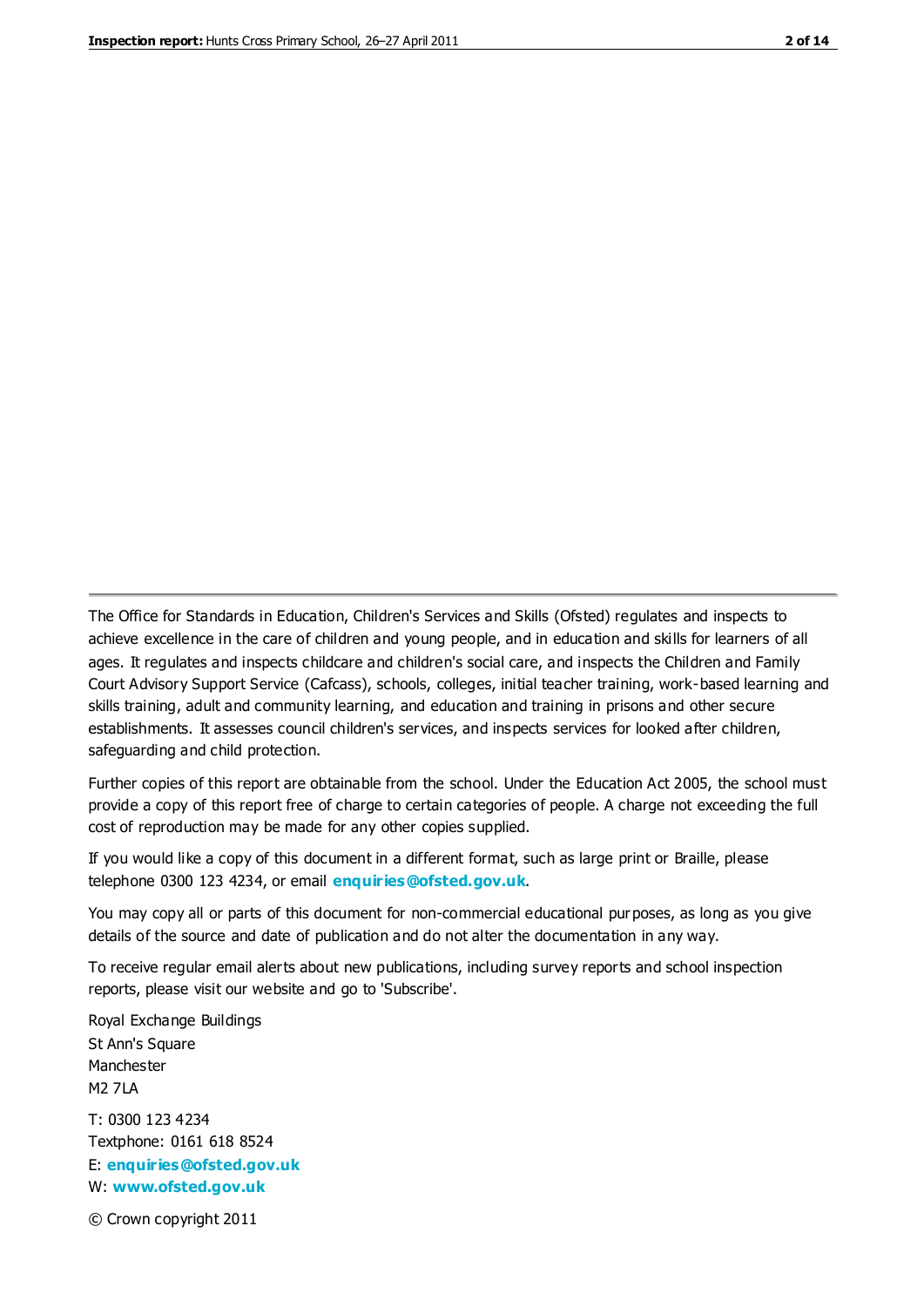The Office for Standards in Education, Children's Services and Skills (Ofsted) regulates and inspects to achieve excellence in the care of children and young people, and in education and skills for learners of all ages. It regulates and inspects childcare and children's social care, and inspects the Children and Family Court Advisory Support Service (Cafcass), schools, colleges, initial teacher training, work-based learning and skills training, adult and community learning, and education and training in prisons and other secure establishments. It assesses council children's services, and inspects services for looked after children, safeguarding and child protection.

Further copies of this report are obtainable from the school. Under the Education Act 2005, the school must provide a copy of this report free of charge to certain categories of people. A charge not exceeding the full cost of reproduction may be made for any other copies supplied.

If you would like a copy of this document in a different format, such as large print or Braille, please telephone 0300 123 4234, or email **enquiries@ofsted.gov.uk**.

You may copy all or parts of this document for non-commercial educational purposes, as long as you give details of the source and date of publication and do not alter the documentation in any way.

To receive regular email alerts about new publications, including survey reports and school inspection reports, please visit our website and go to 'Subscribe'.

Royal Exchange Buildings
St Ann's Square
Manchester
M2 7LA

T: 0300 123 4234
Textphone: 0161 618 8524
E: **enquiries@ofsted.gov.uk**
W: **www.ofsted.gov.uk**

© Crown copyright 2011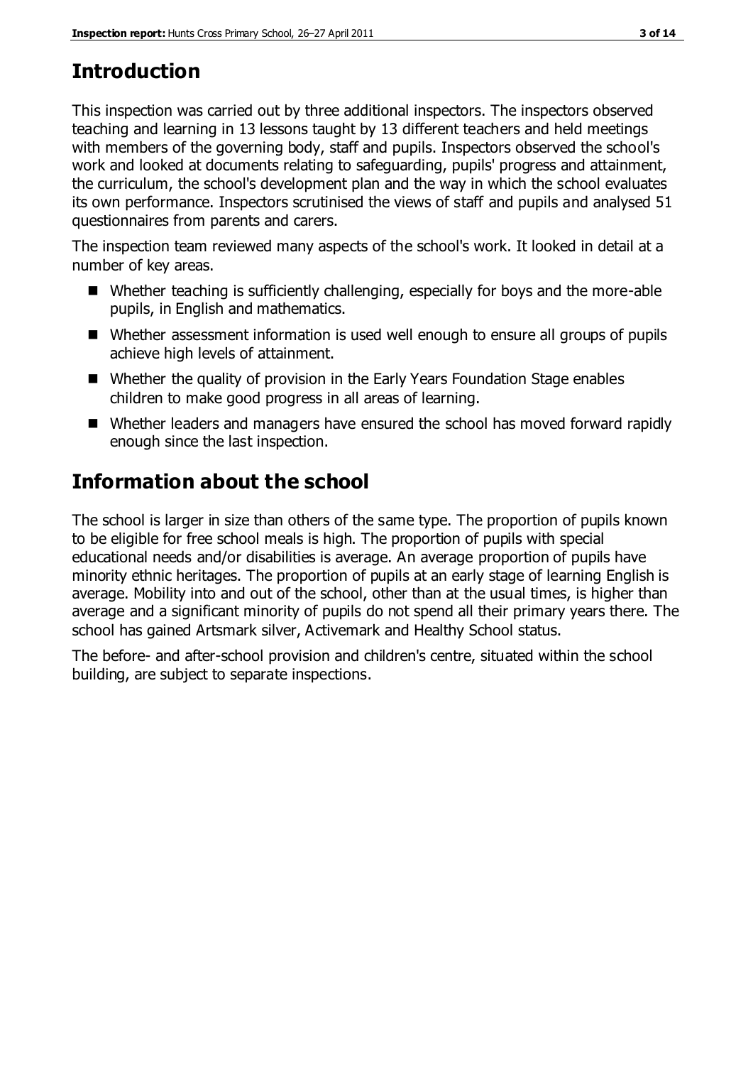## Introduction

This inspection was carried out by three additional inspectors. The inspectors observed teaching and learning in 13 lessons taught by 13 different teachers and held meetings with members of the governing body, staff and pupils. Inspectors observed the school's work and looked at documents relating to safeguarding, pupils' progress and attainment, the curriculum, the school's development plan and the way in which the school evaluates its own performance. Inspectors scrutinised the views of staff and pupils and analysed 51 questionnaires from parents and carers.

The inspection team reviewed many aspects of the school's work. It looked in detail at a number of key areas.

- Whether teaching is sufficiently challenging, especially for boys and the more-able pupils, in English and mathematics.
- Whether assessment information is used well enough to ensure all groups of pupils achieve high levels of attainment.
- Whether the quality of provision in the Early Years Foundation Stage enables children to make good progress in all areas of learning.
- Whether leaders and managers have ensured the school has moved forward rapidly enough since the last inspection.

## Information about the school

The school is larger in size than others of the same type. The proportion of pupils known to be eligible for free school meals is high. The proportion of pupils with special educational needs and/or disabilities is average. An average proportion of pupils have minority ethnic heritages. The proportion of pupils at an early stage of learning English is average. Mobility into and out of the school, other than at the usual times, is higher than average and a significant minority of pupils do not spend all their primary years there. The school has gained Artsmark silver, Activemark and Healthy School status.

The before- and after-school provision and children's centre, situated within the school building, are subject to separate inspections.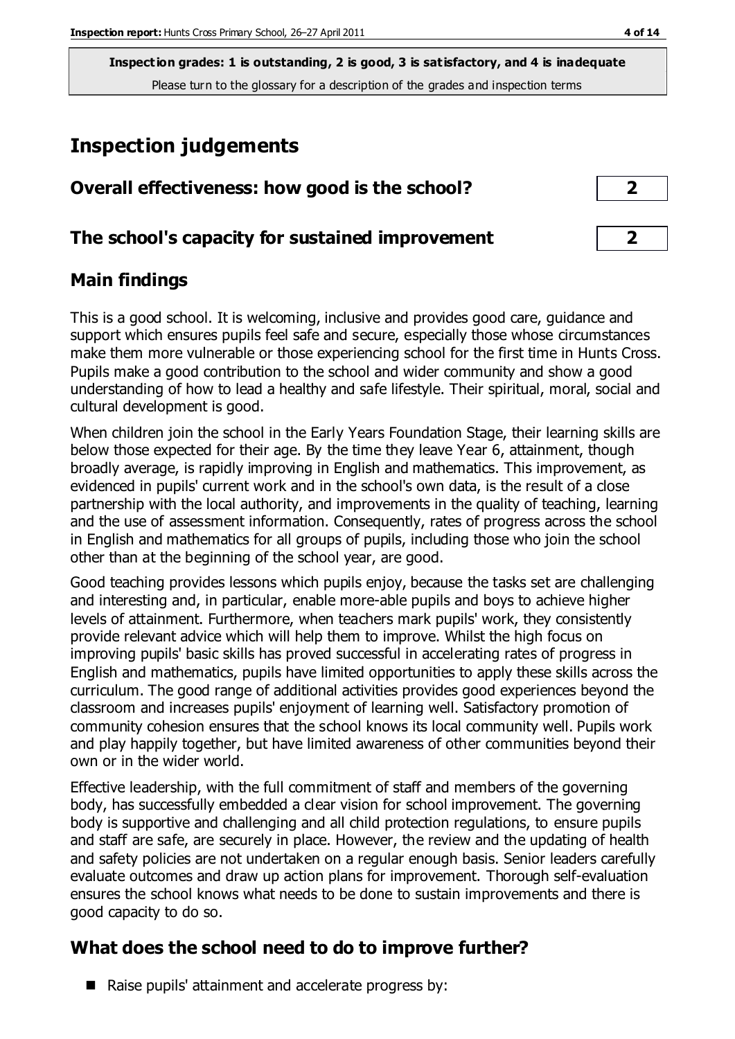**Inspection grades: 1 is outstanding, 2 is good, 3 is satisfactory, and 4 is inadequate**
Please turn to the glossary for a description of the grades and inspection terms

# Inspection judgements

| | |
|---|---|
| **Overall effectiveness: how good is the school?** | **2** |
| **The school's capacity for sustained improvement** | **2** |

## Main findings

This is a good school. It is welcoming, inclusive and provides good care, guidance and support which ensures pupils feel safe and secure, especially those whose circumstances make them more vulnerable or those experiencing school for the first time in Hunts Cross. Pupils make a good contribution to the school and wider community and show a good understanding of how to lead a healthy and safe lifestyle. Their spiritual, moral, social and cultural development is good.

When children join the school in the Early Years Foundation Stage, their learning skills are below those expected for their age. By the time they leave Year 6, attainment, though broadly average, is rapidly improving in English and mathematics. This improvement, as evidenced in pupils' current work and in the school's own data, is the result of a close partnership with the local authority, and improvements in the quality of teaching, learning and the use of assessment information. Consequently, rates of progress across the school in English and mathematics for all groups of pupils, including those who join the school other than at the beginning of the school year, are good.

Good teaching provides lessons which pupils enjoy, because the tasks set are challenging and interesting and, in particular, enable more-able pupils and boys to achieve higher levels of attainment. Furthermore, when teachers mark pupils' work, they consistently provide relevant advice which will help them to improve. Whilst the high focus on improving pupils' basic skills has proved successful in accelerating rates of progress in English and mathematics, pupils have limited opportunities to apply these skills across the curriculum. The good range of additional activities provides good experiences beyond the classroom and increases pupils' enjoyment of learning well. Satisfactory promotion of community cohesion ensures that the school knows its local community well. Pupils work and play happily together, but have limited awareness of other communities beyond their own or in the wider world.

Effective leadership, with the full commitment of staff and members of the governing body, has successfully embedded a clear vision for school improvement. The governing body is supportive and challenging and all child protection regulations, to ensure pupils and staff are safe, are securely in place. However, the review and the updating of health and safety policies are not undertaken on a regular enough basis. Senior leaders carefully evaluate outcomes and draw up action plans for improvement. Thorough self-evaluation ensures the school knows what needs to be done to sustain improvements and there is good capacity to do so.

## What does the school need to do to improve further?

- Raise pupils' attainment and accelerate progress by: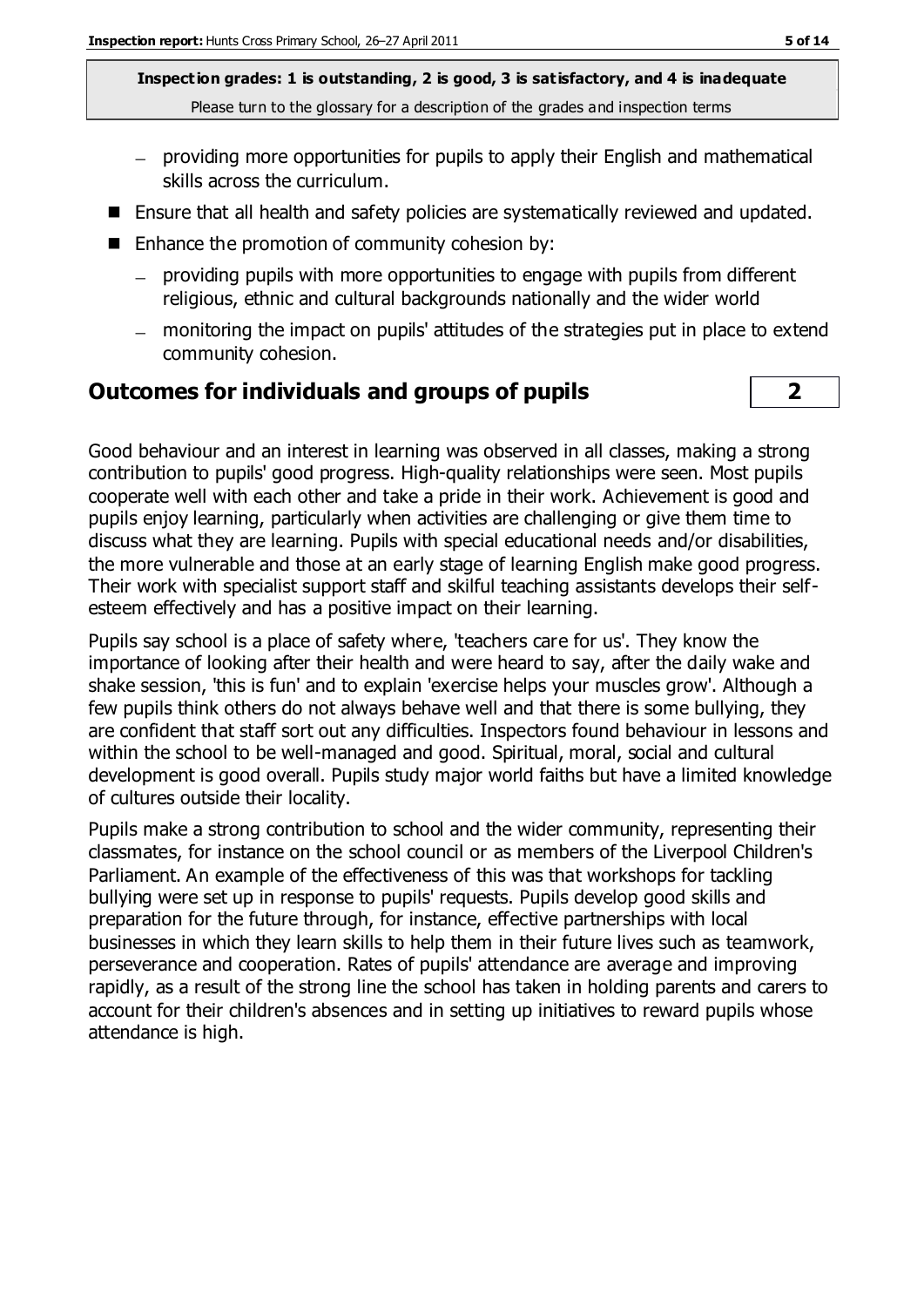**Inspection grades: 1 is outstanding, 2 is good, 3 is satisfactory, and 4 is inadequate**
Please turn to the glossary for a description of the grades and inspection terms

  - providing more opportunities for pupils to apply their English and mathematical skills across the curriculum.
- Ensure that all health and safety policies are systematically reviewed and updated.
- Enhance the promotion of community cohesion by:
  - providing pupils with more opportunities to engage with pupils from different religious, ethnic and cultural backgrounds nationally and the wider world
  - monitoring the impact on pupils' attitudes of the strategies put in place to extend community cohesion.

## Outcomes for individuals and groups of pupils | 2

Good behaviour and an interest in learning was observed in all classes, making a strong contribution to pupils' good progress. High-quality relationships were seen. Most pupils cooperate well with each other and take a pride in their work. Achievement is good and pupils enjoy learning, particularly when activities are challenging or give them time to discuss what they are learning. Pupils with special educational needs and/or disabilities, the more vulnerable and those at an early stage of learning English make good progress. Their work with specialist support staff and skilful teaching assistants develops their self-esteem effectively and has a positive impact on their learning.

Pupils say school is a place of safety where, 'teachers care for us'. They know the importance of looking after their health and were heard to say, after the daily wake and shake session, 'this is fun' and to explain 'exercise helps your muscles grow'. Although a few pupils think others do not always behave well and that there is some bullying, they are confident that staff sort out any difficulties. Inspectors found behaviour in lessons and within the school to be well-managed and good. Spiritual, moral, social and cultural development is good overall. Pupils study major world faiths but have a limited knowledge of cultures outside their locality.

Pupils make a strong contribution to school and the wider community, representing their classmates, for instance on the school council or as members of the Liverpool Children's Parliament. An example of the effectiveness of this was that workshops for tackling bullying were set up in response to pupils' requests. Pupils develop good skills and preparation for the future through, for instance, effective partnerships with local businesses in which they learn skills to help them in their future lives such as teamwork, perseverance and cooperation. Rates of pupils' attendance are average and improving rapidly, as a result of the strong line the school has taken in holding parents and carers to account for their children's absences and in setting up initiatives to reward pupils whose attendance is high.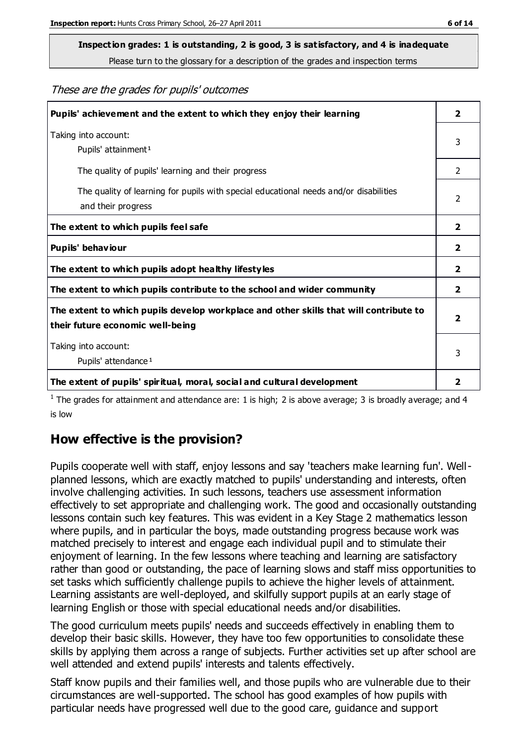**Inspection grades: 1 is outstanding, 2 is good, 3 is satisfactory, and 4 is inadequate**
Please turn to the glossary for a description of the grades and inspection terms

*These are the grades for pupils' outcomes*

| | |
|---|---|
| **Pupils' achievement and the extent to which they enjoy their learning** | **2** |
| Taking into account: Pupils' attainment [1] | 3 |
| The quality of pupils' learning and their progress | 2 |
| The quality of learning for pupils with special educational needs and/or disabilities and their progress | 2 |
| **The extent to which pupils feel safe** | **2** |
| **Pupils' behaviour** | **2** |
| **The extent to which pupils adopt healthy lifestyles** | **2** |
| **The extent to which pupils contribute to the school and wider community** | **2** |
| **The extent to which pupils develop workplace and other skills that will contribute to their future economic well-being** | **2** |
| Taking into account: Pupils' attendance [1] | 3 |
| **The extent of pupils' spiritual, moral, social and cultural development** | **2** |

[1] The grades for attainment and attendance are: 1 is high; 2 is above average; 3 is broadly average; and 4 is low

## How effective is the provision?

Pupils cooperate well with staff, enjoy lessons and say 'teachers make learning fun'. Well-planned lessons, which are exactly matched to pupils' understanding and interests, often involve challenging activities. In such lessons, teachers use assessment information effectively to set appropriate and challenging work. The good and occasionally outstanding lessons contain such key features. This was evident in a Key Stage 2 mathematics lesson where pupils, and in particular the boys, made outstanding progress because work was matched precisely to interest and engage each individual pupil and to stimulate their enjoyment of learning. In the few lessons where teaching and learning are satisfactory rather than good or outstanding, the pace of learning slows and staff miss opportunities to set tasks which sufficiently challenge pupils to achieve the higher levels of attainment. Learning assistants are well-deployed, and skilfully support pupils at an early stage of learning English or those with special educational needs and/or disabilities.

The good curriculum meets pupils' needs and succeeds effectively in enabling them to develop their basic skills. However, they have too few opportunities to consolidate these skills by applying them across a range of subjects. Further activities set up after school are well attended and extend pupils' interests and talents effectively.

Staff know pupils and their families well, and those pupils who are vulnerable due to their circumstances are well-supported. The school has good examples of how pupils with particular needs have progressed well due to the good care, guidance and support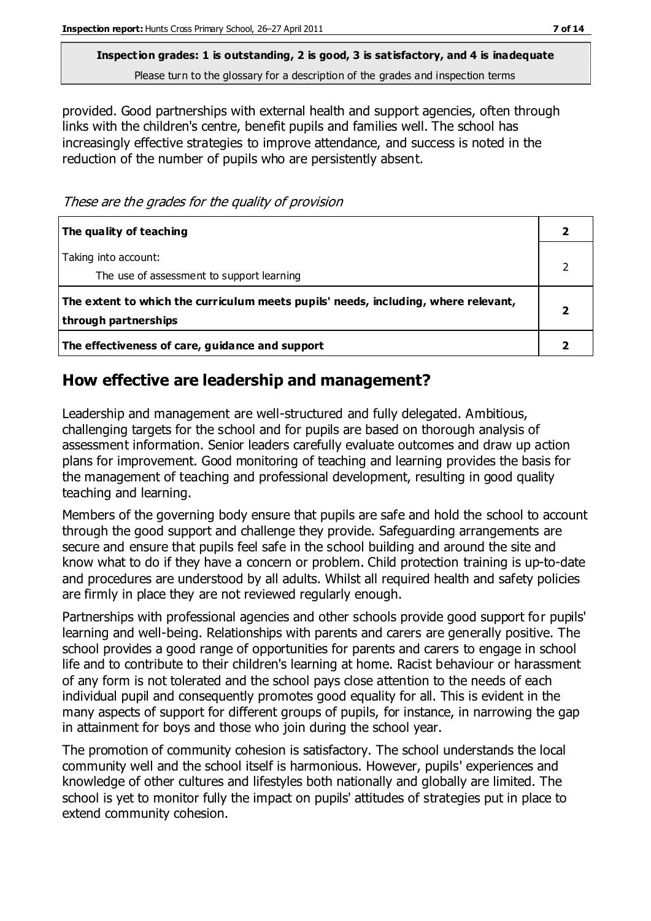**Inspection grades: 1 is outstanding, 2 is good, 3 is satisfactory, and 4 is inadequate**
Please turn to the glossary for a description of the grades and inspection terms

provided. Good partnerships with external health and support agencies, often through links with the children's centre, benefit pupils and families well. The school has increasingly effective strategies to improve attendance, and success is noted in the reduction of the number of pupils who are persistently absent.

*These are the grades for the quality of provision*

| | |
|---|---|
| **The quality of teaching** | **2** |
| Taking into account:<br>The use of assessment to support learning | 2 |
| **The extent to which the curriculum meets pupils' needs, including, where relevant, through partnerships** | **2** |
| **The effectiveness of care, guidance and support** | **2** |

## How effective are leadership and management?

Leadership and management are well-structured and fully delegated. Ambitious, challenging targets for the school and for pupils are based on thorough analysis of assessment information. Senior leaders carefully evaluate outcomes and draw up action plans for improvement. Good monitoring of teaching and learning provides the basis for the management of teaching and professional development, resulting in good quality teaching and learning.

Members of the governing body ensure that pupils are safe and hold the school to account through the good support and challenge they provide. Safeguarding arrangements are secure and ensure that pupils feel safe in the school building and around the site and know what to do if they have a concern or problem. Child protection training is up-to-date and procedures are understood by all adults. Whilst all required health and safety policies are firmly in place they are not reviewed regularly enough.

Partnerships with professional agencies and other schools provide good support for pupils' learning and well-being. Relationships with parents and carers are generally positive. The school provides a good range of opportunities for parents and carers to engage in school life and to contribute to their children's learning at home. Racist behaviour or harassment of any form is not tolerated and the school pays close attention to the needs of each individual pupil and consequently promotes good equality for all. This is evident in the many aspects of support for different groups of pupils, for instance, in narrowing the gap in attainment for boys and those who join during the school year.

The promotion of community cohesion is satisfactory. The school understands the local community well and the school itself is harmonious. However, pupils' experiences and knowledge of other cultures and lifestyles both nationally and globally are limited. The school is yet to monitor fully the impact on pupils' attitudes of strategies put in place to extend community cohesion.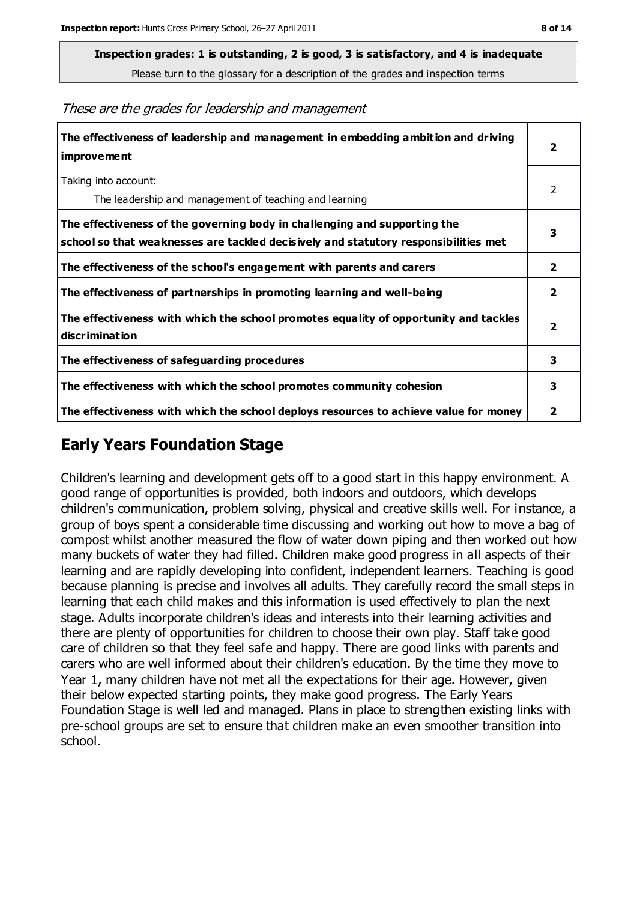**Inspection grades: 1 is outstanding, 2 is good, 3 is satisfactory, and 4 is inadequate**
Please turn to the glossary for a description of the grades and inspection terms

*These are the grades for leadership and management*

| | |
|---|---|
| **The effectiveness of leadership and management in embedding ambition and driving improvement** | **2** |
| Taking into account:<br>The leadership and management of teaching and learning | 2 |
| **The effectiveness of the governing body in challenging and supporting the school so that weaknesses are tackled decisively and statutory responsibilities met** | **3** |
| **The effectiveness of the school's engagement with parents and carers** | **2** |
| **The effectiveness of partnerships in promoting learning and well-being** | **2** |
| **The effectiveness with which the school promotes equality of opportunity and tackles discrimination** | **2** |
| **The effectiveness of safeguarding procedures** | **3** |
| **The effectiveness with which the school promotes community cohesion** | **3** |
| **The effectiveness with which the school deploys resources to achieve value for money** | **2** |

## Early Years Foundation Stage

Children's learning and development gets off to a good start in this happy environment. A good range of opportunities is provided, both indoors and outdoors, which develops children's communication, problem solving, physical and creative skills well. For instance, a group of boys spent a considerable time discussing and working out how to move a bag of compost whilst another measured the flow of water down piping and then worked out how many buckets of water they had filled. Children make good progress in all aspects of their learning and are rapidly developing into confident, independent learners. Teaching is good because planning is precise and involves all adults. They carefully record the small steps in learning that each child makes and this information is used effectively to plan the next stage. Adults incorporate children's ideas and interests into their learning activities and there are plenty of opportunities for children to choose their own play. Staff take good care of children so that they feel safe and happy. There are good links with parents and carers who are well informed about their children's education. By the time they move to Year 1, many children have not met all the expectations for their age. However, given their below expected starting points, they make good progress. The Early Years Foundation Stage is well led and managed. Plans in place to strengthen existing links with pre-school groups are set to ensure that children make an even smoother transition into school.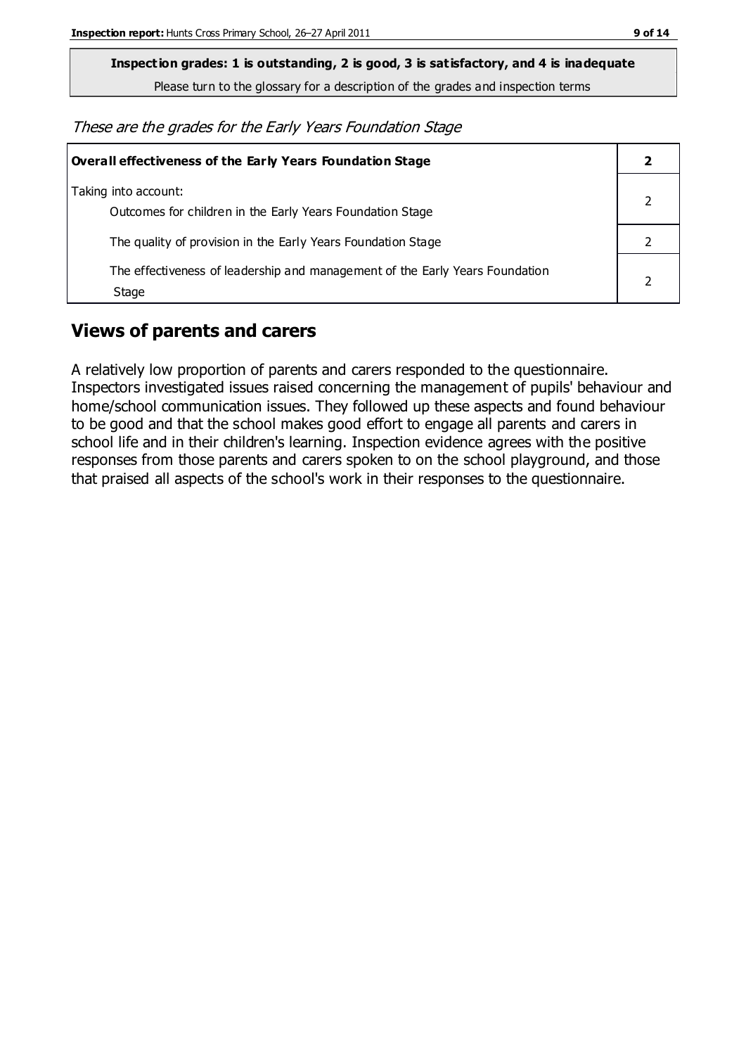**Inspection grades: 1 is outstanding, 2 is good, 3 is satisfactory, and 4 is inadequate**

Please turn to the glossary for a description of the grades and inspection terms

*These are the grades for the Early Years Foundation Stage*

| **Overall effectiveness of the Early Years Foundation Stage** | **2** |
|---|---|
| Taking into account:<br>Outcomes for children in the Early Years Foundation Stage | 2 |
| The quality of provision in the Early Years Foundation Stage | 2 |
| The effectiveness of leadership and management of the Early Years Foundation Stage | 2 |

## Views of parents and carers

A relatively low proportion of parents and carers responded to the questionnaire. Inspectors investigated issues raised concerning the management of pupils' behaviour and home/school communication issues. They followed up these aspects and found behaviour to be good and that the school makes good effort to engage all parents and carers in school life and in their children's learning. Inspection evidence agrees with the positive responses from those parents and carers spoken to on the school playground, and those that praised all aspects of the school's work in their responses to the questionnaire.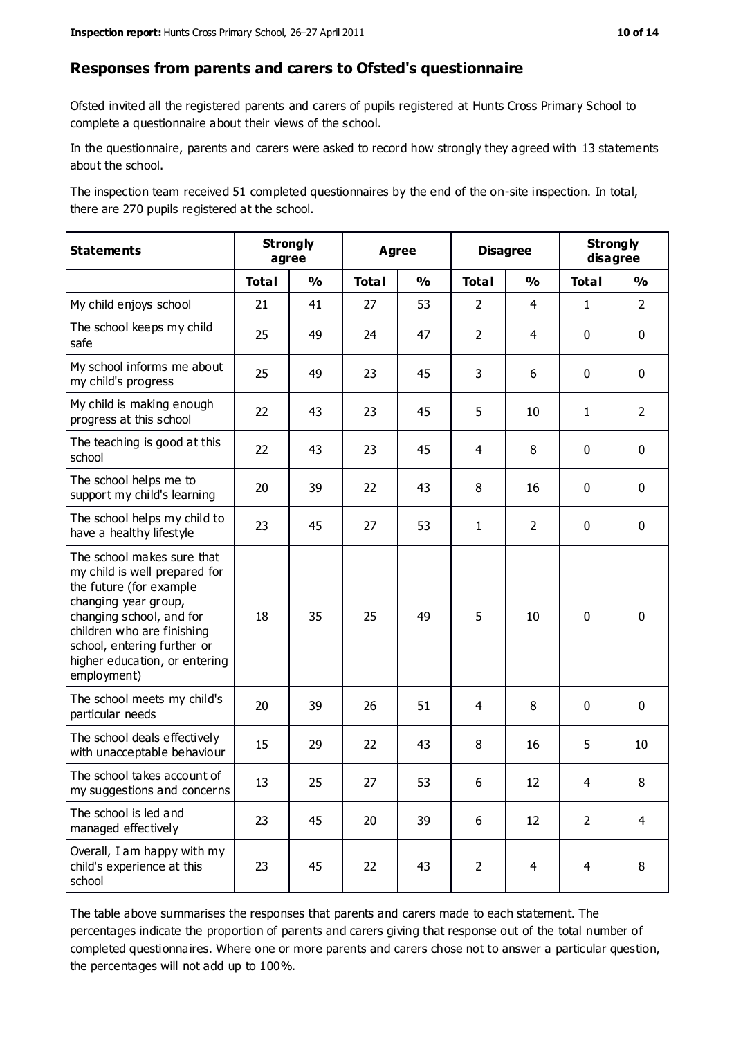## Responses from parents and carers to Ofsted's questionnaire

Ofsted invited all the registered parents and carers of pupils registered at Hunts Cross Primary School to complete a questionnaire about their views of the school.

In the questionnaire, parents and carers were asked to record how strongly they agreed with 13 statements about the school.

The inspection team received 51 completed questionnaires by the end of the on-site inspection. In total, there are 270 pupils registered at the school.

| Statements | Strongly agree | | Agree | | Disagree | | Strongly disagree | |
|---|---|---|---|---|---|---|---|---|
| | Total | % | Total | % | Total | % | Total | % |
| My child enjoys school | 21 | 41 | 27 | 53 | 2 | 4 | 1 | 2 |
| The school keeps my child safe | 25 | 49 | 24 | 47 | 2 | 4 | 0 | 0 |
| My school informs me about my child's progress | 25 | 49 | 23 | 45 | 3 | 6 | 0 | 0 |
| My child is making enough progress at this school | 22 | 43 | 23 | 45 | 5 | 10 | 1 | 2 |
| The teaching is good at this school | 22 | 43 | 23 | 45 | 4 | 8 | 0 | 0 |
| The school helps me to support my child's learning | 20 | 39 | 22 | 43 | 8 | 16 | 0 | 0 |
| The school helps my child to have a healthy lifestyle | 23 | 45 | 27 | 53 | 1 | 2 | 0 | 0 |
| The school makes sure that my child is well prepared for the future (for example changing year group, changing school, and for children who are finishing school, entering further or higher education, or entering employment) | 18 | 35 | 25 | 49 | 5 | 10 | 0 | 0 |
| The school meets my child's particular needs | 20 | 39 | 26 | 51 | 4 | 8 | 0 | 0 |
| The school deals effectively with unacceptable behaviour | 15 | 29 | 22 | 43 | 8 | 16 | 5 | 10 |
| The school takes account of my suggestions and concerns | 13 | 25 | 27 | 53 | 6 | 12 | 4 | 8 |
| The school is led and managed effectively | 23 | 45 | 20 | 39 | 6 | 12 | 2 | 4 |
| Overall, I am happy with my child's experience at this school | 23 | 45 | 22 | 43 | 2 | 4 | 4 | 8 |

The table above summarises the responses that parents and carers made to each statement. The percentages indicate the proportion of parents and carers giving that response out of the total number of completed questionnaires. Where one or more parents and carers chose not to answer a particular question, the percentages will not add up to 100%.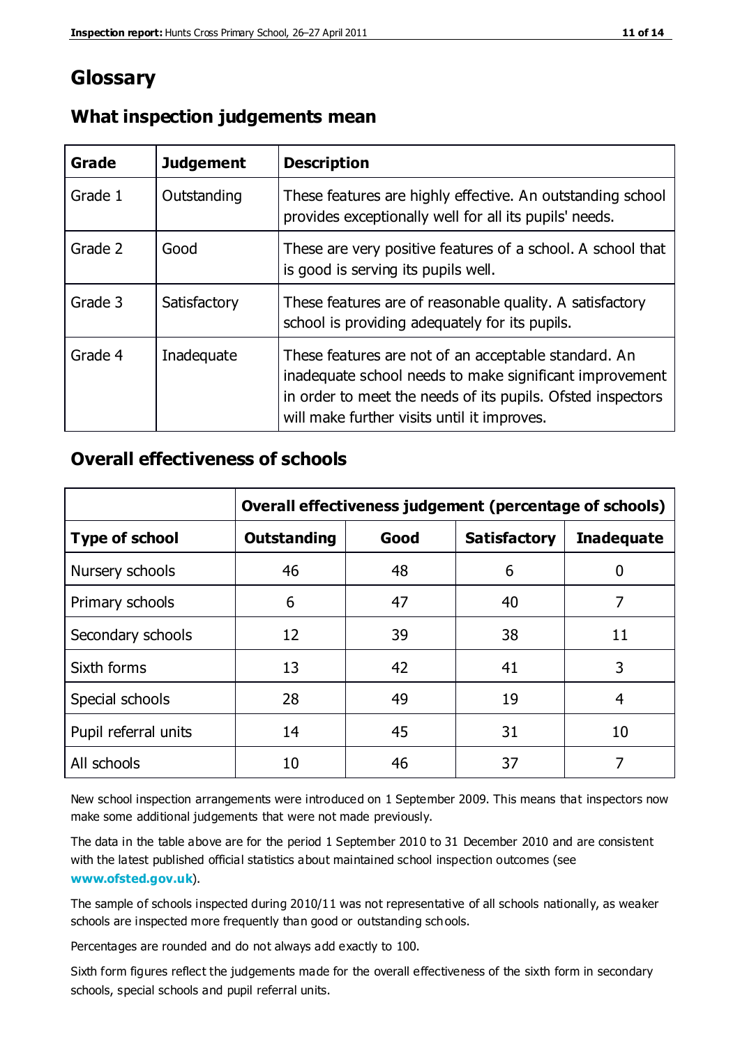# Glossary

## What inspection judgements mean

| Grade | Judgement | Description |
| --- | --- | --- |
| Grade 1 | Outstanding | These features are highly effective. An outstanding school provides exceptionally well for all its pupils' needs. |
| Grade 2 | Good | These are very positive features of a school. A school that is good is serving its pupils well. |
| Grade 3 | Satisfactory | These features are of reasonable quality. A satisfactory school is providing adequately for its pupils. |
| Grade 4 | Inadequate | These features are not of an acceptable standard. An inadequate school needs to make significant improvement in order to meet the needs of its pupils. Ofsted inspectors will make further visits until it improves. |

## Overall effectiveness of schools

| | Overall effectiveness judgement (percentage of schools) | | | |
| --- | --- | --- | --- | --- |
| **Type of school** | **Outstanding** | **Good** | **Satisfactory** | **Inadequate** |
| Nursery schools | 46 | 48 | 6 | 0 |
| Primary schools | 6 | 47 | 40 | 7 |
| Secondary schools | 12 | 39 | 38 | 11 |
| Sixth forms | 13 | 42 | 41 | 3 |
| Special schools | 28 | 49 | 19 | 4 |
| Pupil referral units | 14 | 45 | 31 | 10 |
| All schools | 10 | 46 | 37 | 7 |

New school inspection arrangements were introduced on 1 September 2009. This means that inspectors now make some additional judgements that were not made previously.

The data in the table above are for the period 1 September 2010 to 31 December 2010 and are consistent with the latest published official statistics about maintained school inspection outcomes (see **www.ofsted.gov.uk**).

The sample of schools inspected during 2010/11 was not representative of all schools nationally, as weaker schools are inspected more frequently than good or outstanding schools.

Percentages are rounded and do not always add exactly to 100.

Sixth form figures reflect the judgements made for the overall effectiveness of the sixth form in secondary schools, special schools and pupil referral units.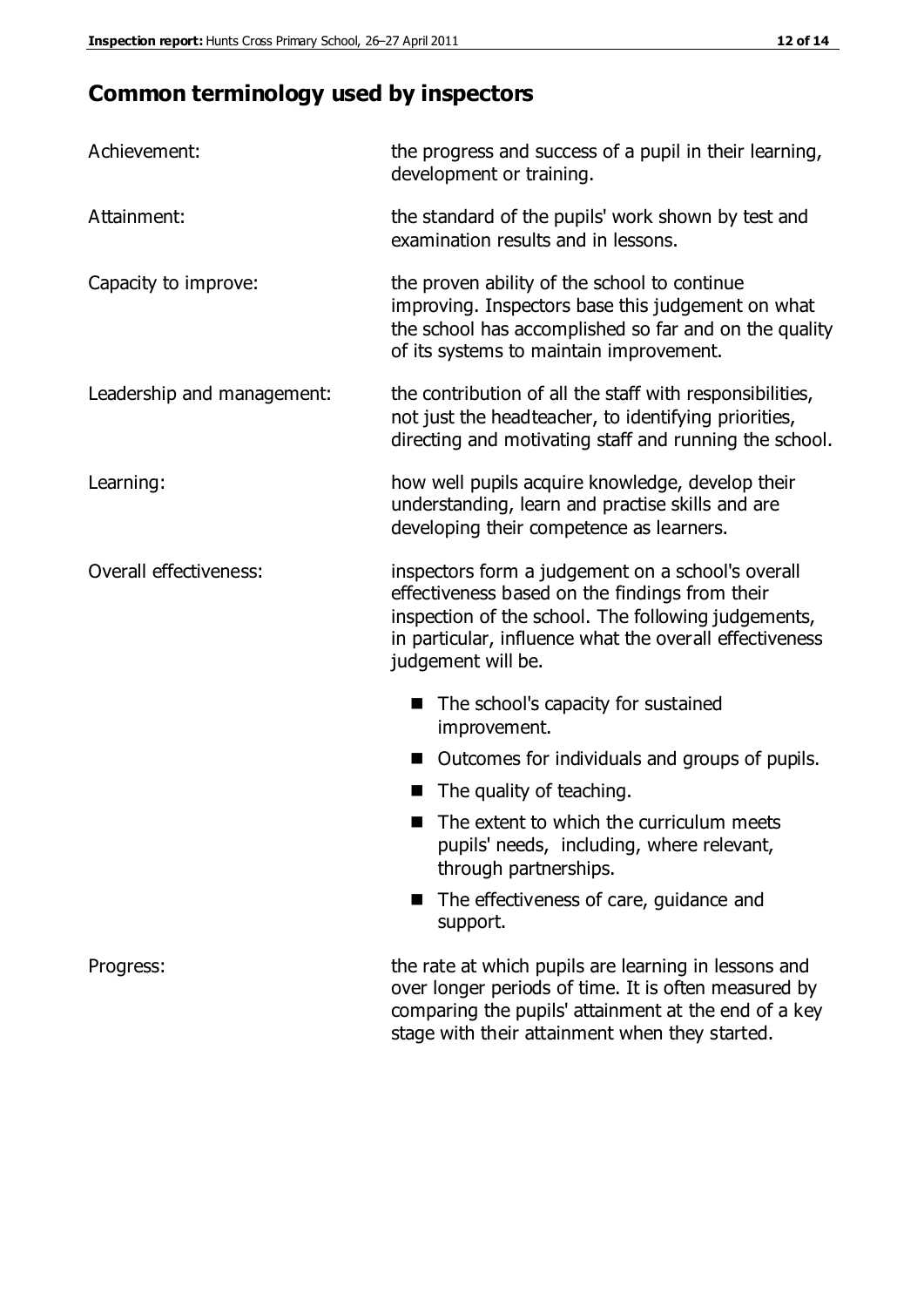## Common terminology used by inspectors

**Achievement:** the progress and success of a pupil in their learning, development or training.

**Attainment:** the standard of the pupils' work shown by test and examination results and in lessons.

**Capacity to improve:** the proven ability of the school to continue improving. Inspectors base this judgement on what the school has accomplished so far and on the quality of its systems to maintain improvement.

**Leadership and management:** the contribution of all the staff with responsibilities, not just the headteacher, to identifying priorities, directing and motivating staff and running the school.

**Learning:** how well pupils acquire knowledge, develop their understanding, learn and practise skills and are developing their competence as learners.

**Overall effectiveness:** inspectors form a judgement on a school's overall effectiveness based on the findings from their inspection of the school. The following judgements, in particular, influence what the overall effectiveness judgement will be.

- The school's capacity for sustained improvement.
- Outcomes for individuals and groups of pupils.
- The quality of teaching.
- The extent to which the curriculum meets pupils' needs, including, where relevant, through partnerships.
- The effectiveness of care, guidance and support.

**Progress:** the rate at which pupils are learning in lessons and over longer periods of time. It is often measured by comparing the pupils' attainment at the end of a key stage with their attainment when they started.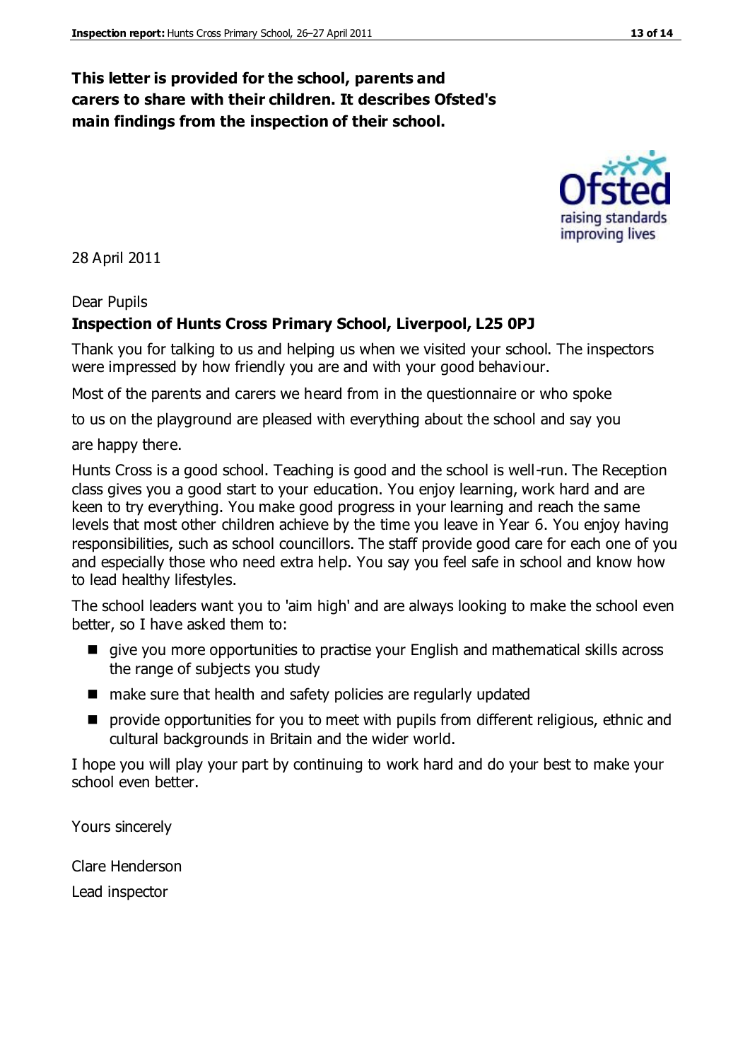**This letter is provided for the school, parents and carers to share with their children. It describes Ofsted's main findings from the inspection of their school.**

28 April 2011

Dear Pupils

**Inspection of Hunts Cross Primary School, Liverpool, L25 0PJ**

Thank you for talking to us and helping us when we visited your school. The inspectors were impressed by how friendly you are and with your good behaviour.

Most of the parents and carers we heard from in the questionnaire or who spoke to us on the playground are pleased with everything about the school and say you are happy there.

Hunts Cross is a good school. Teaching is good and the school is well-run. The Reception class gives you a good start to your education. You enjoy learning, work hard and are keen to try everything. You make good progress in your learning and reach the same levels that most other children achieve by the time you leave in Year 6. You enjoy having responsibilities, such as school councillors. The staff provide good care for each one of you and especially those who need extra help. You say you feel safe in school and know how to lead healthy lifestyles.

The school leaders want you to 'aim high' and are always looking to make the school even better, so I have asked them to:

- give you more opportunities to practise your English and mathematical skills across the range of subjects you study
- make sure that health and safety policies are regularly updated
- provide opportunities for you to meet with pupils from different religious, ethnic and cultural backgrounds in Britain and the wider world.

I hope you will play your part by continuing to work hard and do your best to make your school even better.

Yours sincerely

Clare Henderson

Lead inspector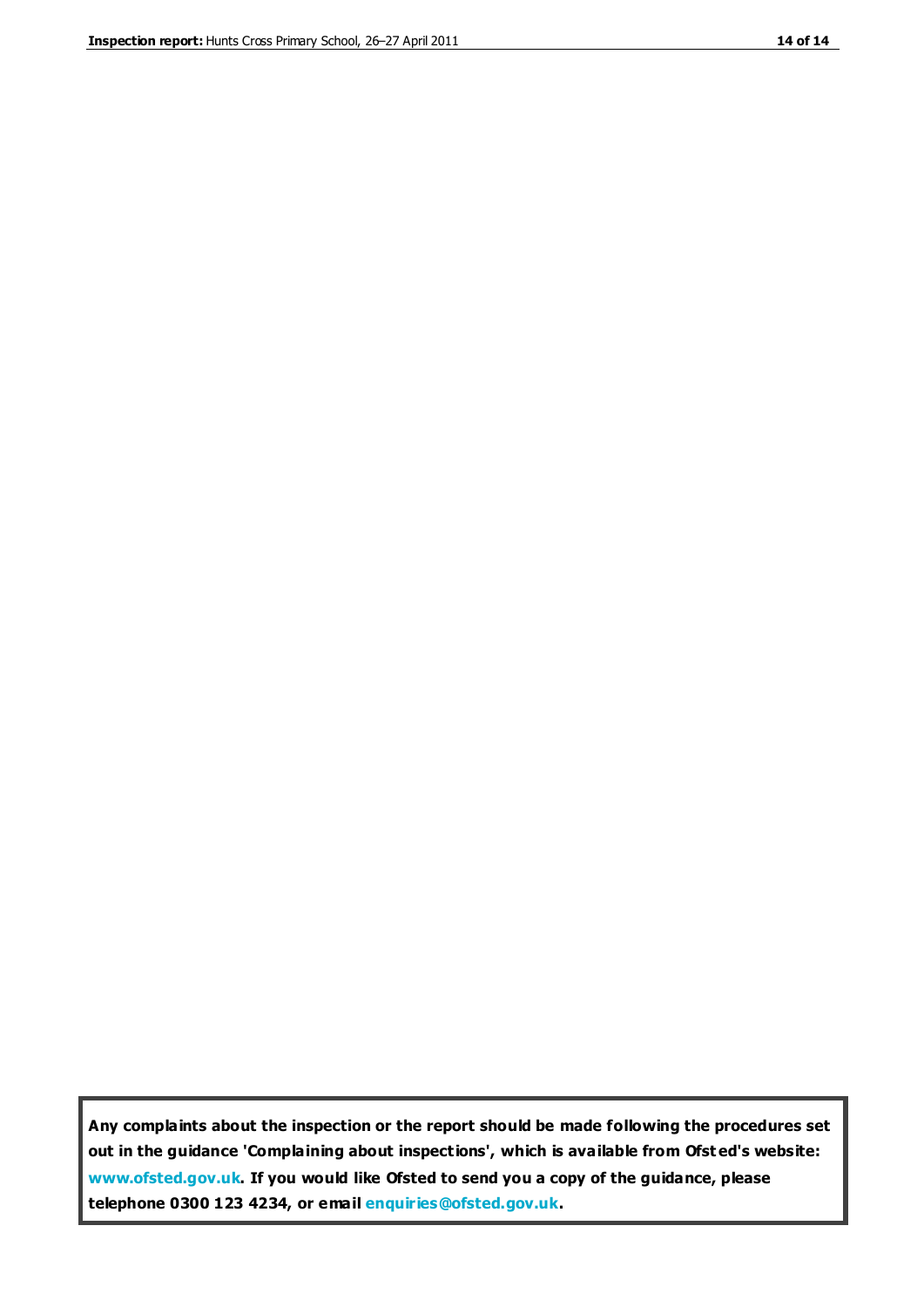**Any complaints about the inspection or the report should be made following the procedures set out in the guidance 'Complaining about inspections', which is available from Ofsted's website: www.ofsted.gov.uk. If you would like Ofsted to send you a copy of the guidance, please telephone 0300 123 4234, or email enquiries@ofsted.gov.uk.**